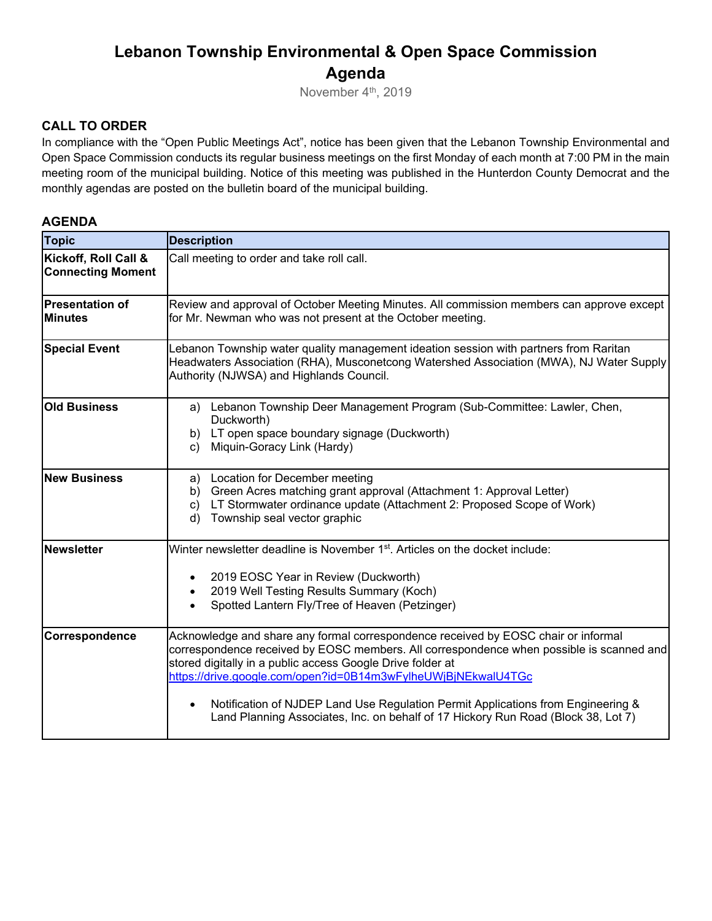# Lebanon Township Environmental & Open Space Commission Agenda

November 4th, 2019

## CALL TO ORDER

In compliance with the "Open Public Meetings Act", notice has been given that the Lebanon Township Environmental and Open Space Commission conducts its regular business meetings on the first Monday of each month at 7:00 PM in the main meeting room of the municipal building. Notice of this meeting was published in the Hunterdon County Democrat and the monthly agendas are posted on the bulletin board of the municipal building.

## AGENDA

| Topic | Description |
|---|---|
| **Kickoff, Roll Call & Connecting Moment** | Call meeting to order and take roll call. |
| **Presentation of Minutes** | Review and approval of October Meeting Minutes. All commission members can approve except for Mr. Newman who was not present at the October meeting. |
| **Special Event** | Lebanon Township water quality management ideation session with partners from Raritan Headwaters Association (RHA), Musconetcong Watershed Association (MWA), NJ Water Supply Authority (NJWSA) and Highlands Council. |
| **Old Business** | a) Lebanon Township Deer Management Program (Sub-Committee: Lawler, Chen, Duckworth)<br>b) LT open space boundary signage (Duckworth)<br>c) Miquin-Goracy Link (Hardy) |
| **New Business** | a) Location for December meeting<br>b) Green Acres matching grant approval (Attachment 1: Approval Letter)<br>c) LT Stormwater ordinance update (Attachment 2: Proposed Scope of Work)<br>d) Township seal vector graphic |
| **Newsletter** | Winter newsletter deadline is November 1st. Articles on the docket include:<br>• 2019 EOSC Year in Review (Duckworth)<br>• 2019 Well Testing Results Summary (Koch)<br>• Spotted Lantern Fly/Tree of Heaven (Petzinger) |
| **Correspondence** | Acknowledge and share any formal correspondence received by EOSC chair or informal correspondence received by EOSC members. All correspondence when possible is scanned and stored digitally in a public access Google Drive folder at https://drive.google.com/open?id=0B14m3wFylheUWjBjNEkwalU4TGc<br>• Notification of NJDEP Land Use Regulation Permit Applications from Engineering & Land Planning Associates, Inc. on behalf of 17 Hickory Run Road (Block 38, Lot 7) |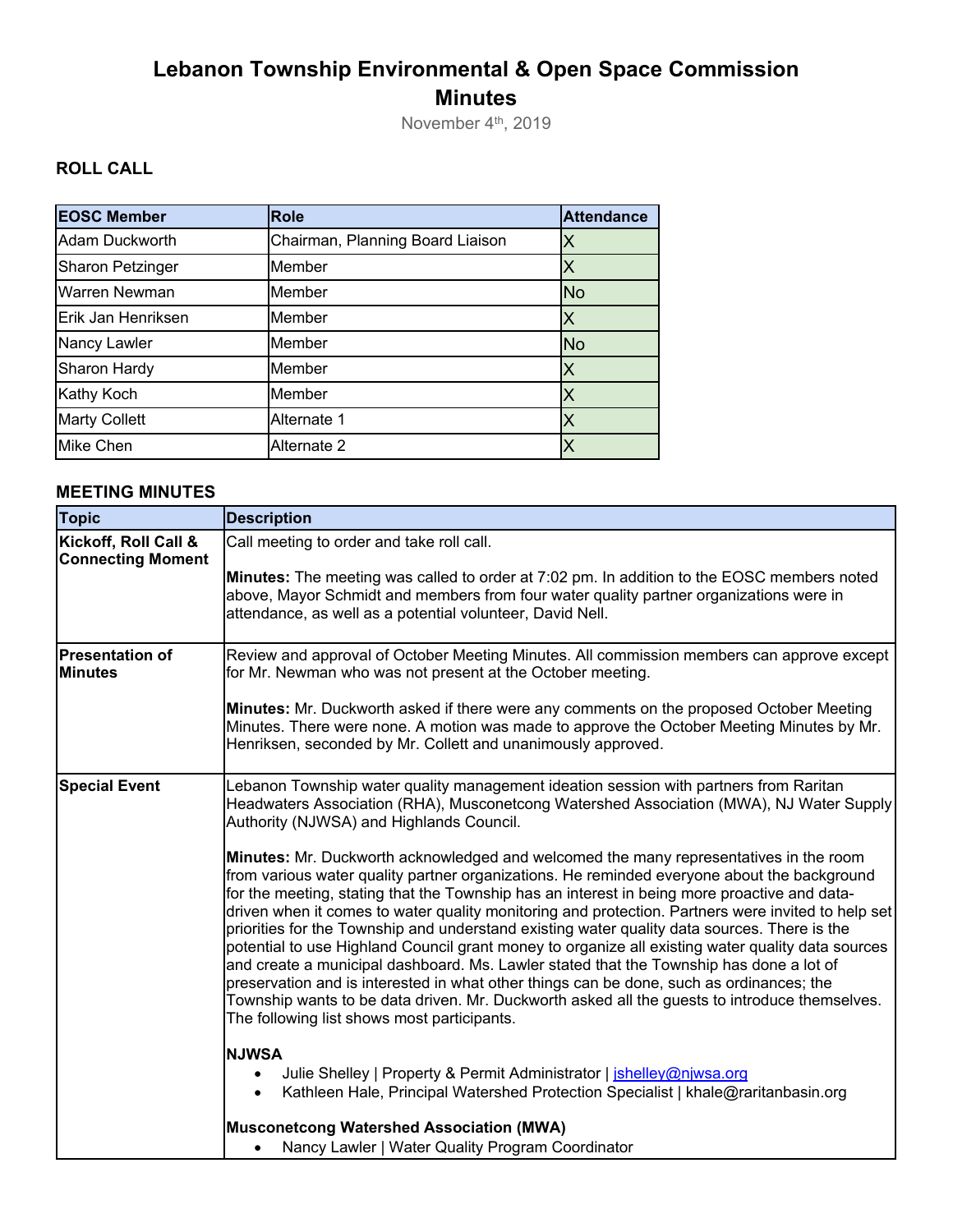# Lebanon Township Environmental & Open Space Commission Minutes

November 4th, 2019

### ROLL CALL

| EOSC Member | Role | Attendance |
|---|---|---|
| Adam Duckworth | Chairman, Planning Board Liaison | X |
| Sharon Petzinger | Member | X |
| Warren Newman | Member | No |
| Erik Jan Henriksen | Member | X |
| Nancy Lawler | Member | No |
| Sharon Hardy | Member | X |
| Kathy Koch | Member | X |
| Marty Collett | Alternate 1 | X |
| Mike Chen | Alternate 2 | X |

### MEETING MINUTES

| Topic | Description |
|---|---|
| **Kickoff, Roll Call & Connecting Moment** | Call meeting to order and take roll call.<br><br>**Minutes:** The meeting was called to order at 7:02 pm. In addition to the EOSC members noted above, Mayor Schmidt and members from four water quality partner organizations were in attendance, as well as a potential volunteer, David Nell. |
| **Presentation of Minutes** | Review and approval of October Meeting Minutes. All commission members can approve except for Mr. Newman who was not present at the October meeting.<br><br>**Minutes:** Mr. Duckworth asked if there were any comments on the proposed October Meeting Minutes. There were none. A motion was made to approve the October Meeting Minutes by Mr. Henriksen, seconded by Mr. Collett and unanimously approved. |
| **Special Event** | Lebanon Township water quality management ideation session with partners from Raritan Headwaters Association (RHA), Musconetcong Watershed Association (MWA), NJ Water Supply Authority (NJWSA) and Highlands Council.<br><br>**Minutes:** Mr. Duckworth acknowledged and welcomed the many representatives in the room from various water quality partner organizations. He reminded everyone about the background for the meeting, stating that the Township has an interest in being more proactive and data-driven when it comes to water quality monitoring and protection. Partners were invited to help set priorities for the Township and understand existing water quality data sources. There is the potential to use Highland Council grant money to organize all existing water quality data sources and create a municipal dashboard. Ms. Lawler stated that the Township has done a lot of preservation and is interested in what other things can be done, such as ordinances; the Township wants to be data driven. Mr. Duckworth asked all the guests to introduce themselves. The following list shows most participants.<br><br>**NJWSA**<br>• Julie Shelley \| Property & Permit Administrator \| jshelley@njwsa.org<br>• Kathleen Hale, Principal Watershed Protection Specialist \| khale@raritanbasin.org<br><br>**Musconetcong Watershed Association (MWA)**<br>• Nancy Lawler \| Water Quality Program Coordinator |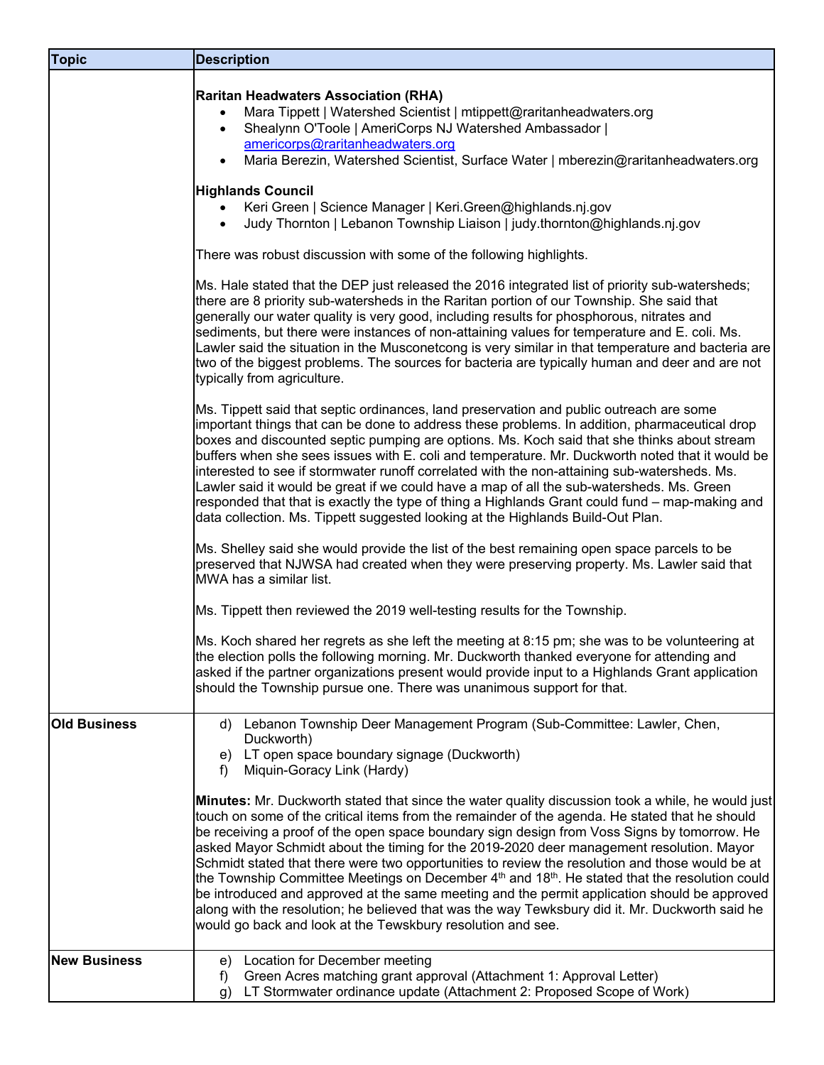| Topic | Description |
|---|---|
| | **Raritan Headwaters Association (RHA)**<br>• Mara Tippett \| Watershed Scientist \| mtippett@raritanheadwaters.org<br>• Shealynn O'Toole \| AmeriCorps NJ Watershed Ambassador \| americorps@raritanheadwaters.org<br>• Maria Berezin, Watershed Scientist, Surface Water \| mberezin@raritanheadwaters.org<br><br>**Highlands Council**<br>• Keri Green \| Science Manager \| Keri.Green@highlands.nj.gov<br>• Judy Thornton \| Lebanon Township Liaison \| judy.thornton@highlands.nj.gov<br><br>There was robust discussion with some of the following highlights.<br><br>Ms. Hale stated that the DEP just released the 2016 integrated list of priority sub-watersheds; there are 8 priority sub-watersheds in the Raritan portion of our Township. She said that generally our water quality is very good, including results for phosphorous, nitrates and sediments, but there were instances of non-attaining values for temperature and E. coli. Ms. Lawler said the situation in the Musconetcong is very similar in that temperature and bacteria are two of the biggest problems. The sources for bacteria are typically human and deer and are not typically from agriculture.<br><br>Ms. Tippett said that septic ordinances, land preservation and public outreach are some important things that can be done to address these problems. In addition, pharmaceutical drop boxes and discounted septic pumping are options. Ms. Koch said that she thinks about stream buffers when she sees issues with E. coli and temperature. Mr. Duckworth noted that it would be interested to see if stormwater runoff correlated with the non-attaining sub-watersheds. Ms. Lawler said it would be great if we could have a map of all the sub-watersheds. Ms. Green responded that that is exactly the type of thing a Highlands Grant could fund – map-making and data collection. Ms. Tippett suggested looking at the Highlands Build-Out Plan.<br><br>Ms. Shelley said she would provide the list of the best remaining open space parcels to be preserved that NJWSA had created when they were preserving property. Ms. Lawler said that MWA has a similar list.<br><br>Ms. Tippett then reviewed the 2019 well-testing results for the Township.<br><br>Ms. Koch shared her regrets as she left the meeting at 8:15 pm; she was to be volunteering at the election polls the following morning. Mr. Duckworth thanked everyone for attending and asked if the partner organizations present would provide input to a Highlands Grant application should the Township pursue one. There was unanimous support for that. |
| **Old Business** | d) Lebanon Township Deer Management Program (Sub-Committee: Lawler, Chen, Duckworth)<br>e) LT open space boundary signage (Duckworth)<br>f) Miquin-Goracy Link (Hardy)<br><br>**Minutes:** Mr. Duckworth stated that since the water quality discussion took a while, he would just touch on some of the critical items from the remainder of the agenda. He stated that he should be receiving a proof of the open space boundary sign design from Voss Signs by tomorrow. He asked Mayor Schmidt about the timing for the 2019-2020 deer management resolution. Mayor Schmidt stated that there were two opportunities to review the resolution and those would be at the Township Committee Meetings on December 4th and 18th. He stated that the resolution could be introduced and approved at the same meeting and the permit application should be approved along with the resolution; he believed that was the way Tewksbury did it. Mr. Duckworth said he would go back and look at the Tewskbury resolution and see. |
| **New Business** | e) Location for December meeting<br>f) Green Acres matching grant approval (Attachment 1: Approval Letter)<br>g) LT Stormwater ordinance update (Attachment 2: Proposed Scope of Work) |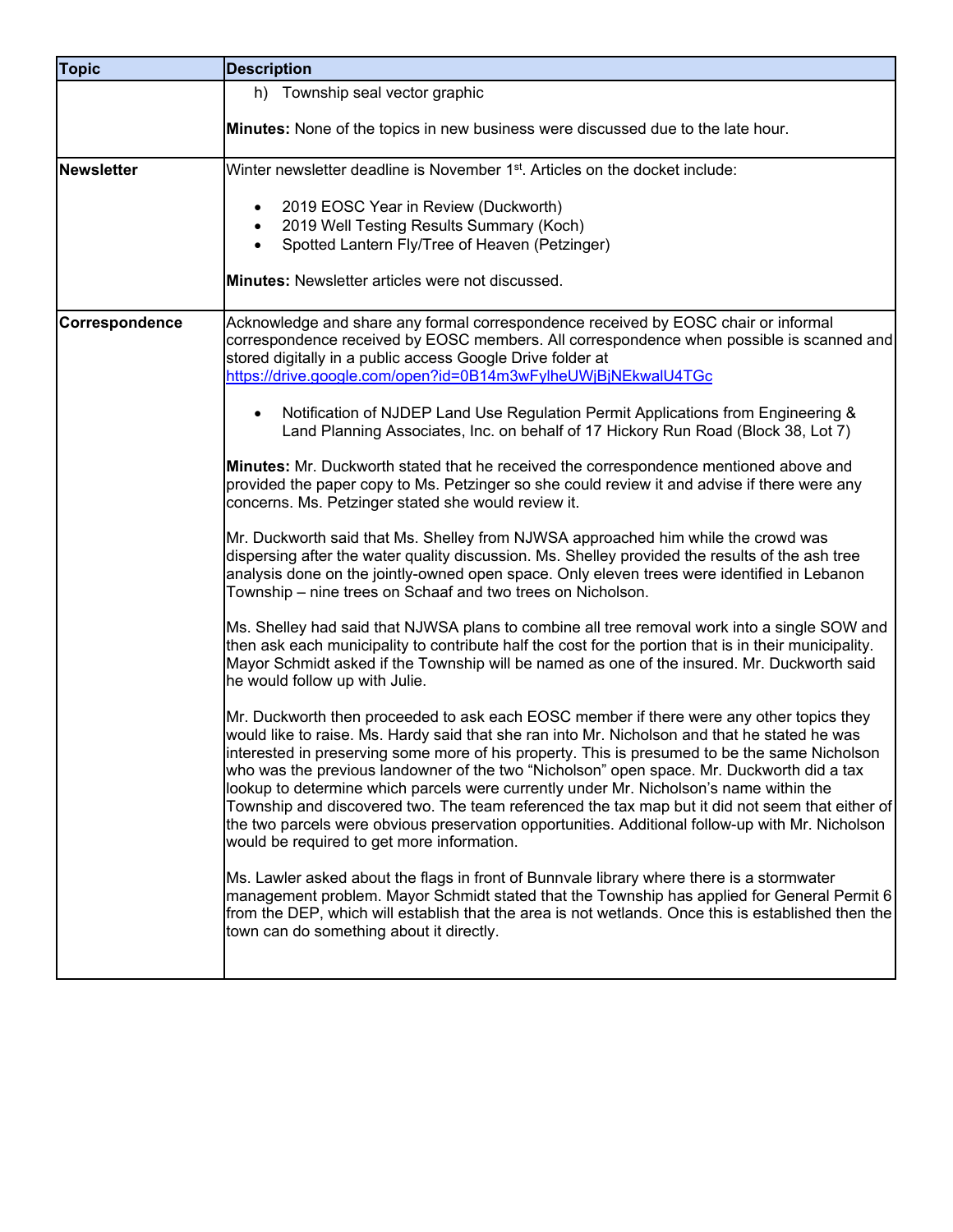| Topic | Description |
|---|---|
| | h) Township seal vector graphic<br><br>**Minutes:** None of the topics in new business were discussed due to the late hour. |
| **Newsletter** | Winter newsletter deadline is November 1st. Articles on the docket include:<br><br>• 2019 EOSC Year in Review (Duckworth)<br>• 2019 Well Testing Results Summary (Koch)<br>• Spotted Lantern Fly/Tree of Heaven (Petzinger)<br><br>**Minutes:** Newsletter articles were not discussed. |
| **Correspondence** | Acknowledge and share any formal correspondence received by EOSC chair or informal correspondence received by EOSC members. All correspondence when possible is scanned and stored digitally in a public access Google Drive folder at https://drive.google.com/open?id=0B14m3wFylheUWjBjNEkwalU4TGc<br><br>• Notification of NJDEP Land Use Regulation Permit Applications from Engineering & Land Planning Associates, Inc. on behalf of 17 Hickory Run Road (Block 38, Lot 7)<br><br>**Minutes:** Mr. Duckworth stated that he received the correspondence mentioned above and provided the paper copy to Ms. Petzinger so she could review it and advise if there were any concerns. Ms. Petzinger stated she would review it.<br><br>Mr. Duckworth said that Ms. Shelley from NJWSA approached him while the crowd was dispersing after the water quality discussion. Ms. Shelley provided the results of the ash tree analysis done on the jointly-owned open space. Only eleven trees were identified in Lebanon Township – nine trees on Schaaf and two trees on Nicholson.<br><br>Ms. Shelley had said that NJWSA plans to combine all tree removal work into a single SOW and then ask each municipality to contribute half the cost for the portion that is in their municipality. Mayor Schmidt asked if the Township will be named as one of the insured. Mr. Duckworth said he would follow up with Julie.<br><br>Mr. Duckworth then proceeded to ask each EOSC member if there were any other topics they would like to raise. Ms. Hardy said that she ran into Mr. Nicholson and that he stated he was interested in preserving some more of his property. This is presumed to be the same Nicholson who was the previous landowner of the two "Nicholson" open space. Mr. Duckworth did a tax lookup to determine which parcels were currently under Mr. Nicholson's name within the Township and discovered two. The team referenced the tax map but it did not seem that either of the two parcels were obvious preservation opportunities. Additional follow-up with Mr. Nicholson would be required to get more information.<br><br>Ms. Lawler asked about the flags in front of Bunnvale library where there is a stormwater management problem. Mayor Schmidt stated that the Township has applied for General Permit 6 from the DEP, which will establish that the area is not wetlands. Once this is established then the town can do something about it directly. |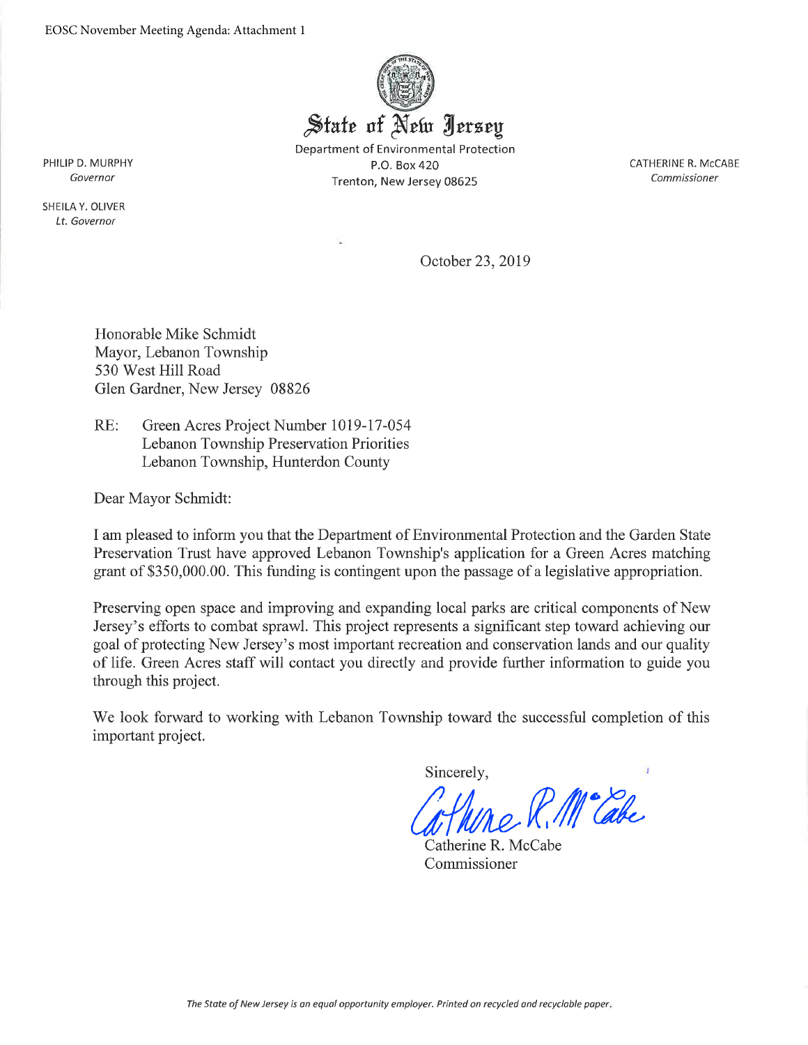EOSC November Meeting Agenda: Attachment 1

# State of New Jersey

Department of Environmental Protection
P.O. Box 420
Trenton, New Jersey 08625

PHILIP D. MURPHY
*Governor*

SHEILA Y. OLIVER
*Lt. Governor*

CATHERINE R. McCABE
*Commissioner*

October 23, 2019

Honorable Mike Schmidt
Mayor, Lebanon Township
530 West Hill Road
Glen Gardner, New Jersey 08826

RE: Green Acres Project Number 1019-17-054
Lebanon Township Preservation Priorities
Lebanon Township, Hunterdon County

Dear Mayor Schmidt:

I am pleased to inform you that the Department of Environmental Protection and the Garden State Preservation Trust have approved Lebanon Township's application for a Green Acres matching grant of $350,000.00. This funding is contingent upon the passage of a legislative appropriation.

Preserving open space and improving and expanding local parks are critical components of New Jersey's efforts to combat sprawl. This project represents a significant step toward achieving our goal of protecting New Jersey's most important recreation and conservation lands and our quality of life. Green Acres staff will contact you directly and provide further information to guide you through this project.

We look forward to working with Lebanon Township toward the successful completion of this important project.

Sincerely,

Catherine R. McCabe

Catherine R. McCabe
Commissioner

*The State of New Jersey is an equal opportunity employer. Printed on recycled and recyclable paper.*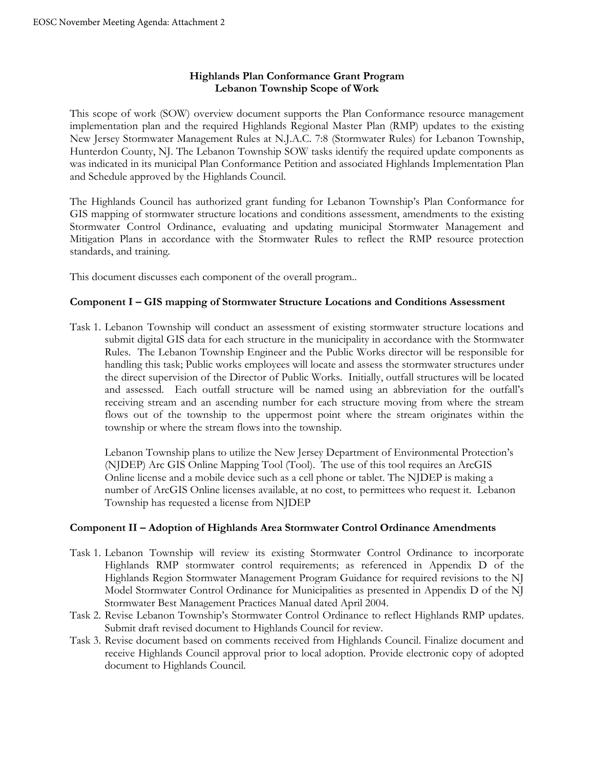**Highlands Plan Conformance Grant Program**
**Lebanon Township Scope of Work**

This scope of work (SOW) overview document supports the Plan Conformance resource management implementation plan and the required Highlands Regional Master Plan (RMP) updates to the existing New Jersey Stormwater Management Rules at N.J.A.C. 7:8 (Stormwater Rules) for Lebanon Township, Hunterdon County, NJ. The Lebanon Township SOW tasks identify the required update components as was indicated in its municipal Plan Conformance Petition and associated Highlands Implementation Plan and Schedule approved by the Highlands Council.

The Highlands Council has authorized grant funding for Lebanon Township's Plan Conformance for GIS mapping of stormwater structure locations and conditions assessment, amendments to the existing Stormwater Control Ordinance, evaluating and updating municipal Stormwater Management and Mitigation Plans in accordance with the Stormwater Rules to reflect the RMP resource protection standards, and training.

This document discusses each component of the overall program..

**Component I – GIS mapping of Stormwater Structure Locations and Conditions Assessment**

Task 1. Lebanon Township will conduct an assessment of existing stormwater structure locations and submit digital GIS data for each structure in the municipality in accordance with the Stormwater Rules. The Lebanon Township Engineer and the Public Works director will be responsible for handling this task; Public works employees will locate and assess the stormwater structures under the direct supervision of the Director of Public Works. Initially, outfall structures will be located and assessed. Each outfall structure will be named using an abbreviation for the outfall's receiving stream and an ascending number for each structure moving from where the stream flows out of the township to the uppermost point where the stream originates within the township or where the stream flows into the township.

Lebanon Township plans to utilize the New Jersey Department of Environmental Protection's (NJDEP) Arc GIS Online Mapping Tool (Tool). The use of this tool requires an ArcGIS Online license and a mobile device such as a cell phone or tablet. The NJDEP is making a number of ArcGIS Online licenses available, at no cost, to permittees who request it. Lebanon Township has requested a license from NJDEP

**Component II – Adoption of Highlands Area Stormwater Control Ordinance Amendments**

Task 1. Lebanon Township will review its existing Stormwater Control Ordinance to incorporate Highlands RMP stormwater control requirements; as referenced in Appendix D of the Highlands Region Stormwater Management Program Guidance for required revisions to the NJ Model Stormwater Control Ordinance for Municipalities as presented in Appendix D of the NJ Stormwater Best Management Practices Manual dated April 2004.

Task 2. Revise Lebanon Township's Stormwater Control Ordinance to reflect Highlands RMP updates. Submit draft revised document to Highlands Council for review.

Task 3. Revise document based on comments received from Highlands Council. Finalize document and receive Highlands Council approval prior to local adoption. Provide electronic copy of adopted document to Highlands Council.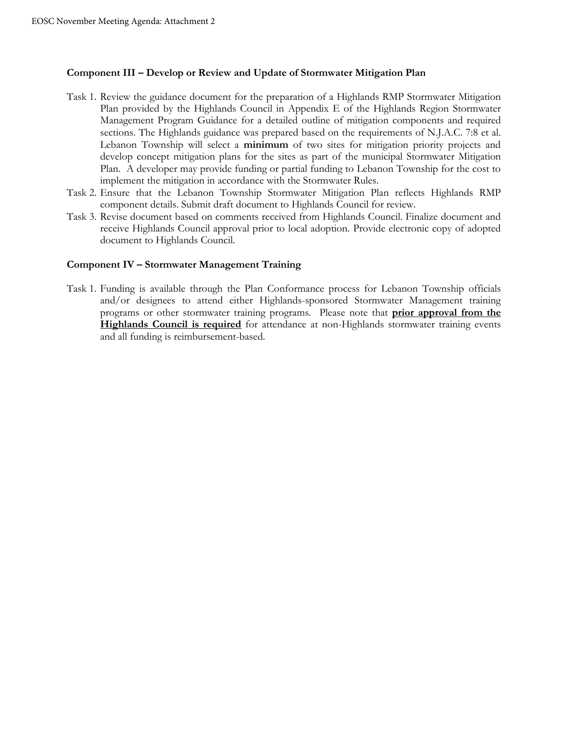**Component III – Develop or Review and Update of Stormwater Mitigation Plan**

Task 1. Review the guidance document for the preparation of a Highlands RMP Stormwater Mitigation Plan provided by the Highlands Council in Appendix E of the Highlands Region Stormwater Management Program Guidance for a detailed outline of mitigation components and required sections. The Highlands guidance was prepared based on the requirements of N.J.A.C. 7:8 et al. Lebanon Township will select a **minimum** of two sites for mitigation priority projects and develop concept mitigation plans for the sites as part of the municipal Stormwater Mitigation Plan. A developer may provide funding or partial funding to Lebanon Township for the cost to implement the mitigation in accordance with the Stormwater Rules.

Task 2. Ensure that the Lebanon Township Stormwater Mitigation Plan reflects Highlands RMP component details. Submit draft document to Highlands Council for review.

Task 3. Revise document based on comments received from Highlands Council. Finalize document and receive Highlands Council approval prior to local adoption. Provide electronic copy of adopted document to Highlands Council.

**Component IV – Stormwater Management Training**

Task 1. Funding is available through the Plan Conformance process for Lebanon Township officials and/or designees to attend either Highlands-sponsored Stormwater Management training programs or other stormwater training programs. Please note that <u>**prior approval from the Highlands Council is required**</u> for attendance at non-Highlands stormwater training events and all funding is reimbursement-based.